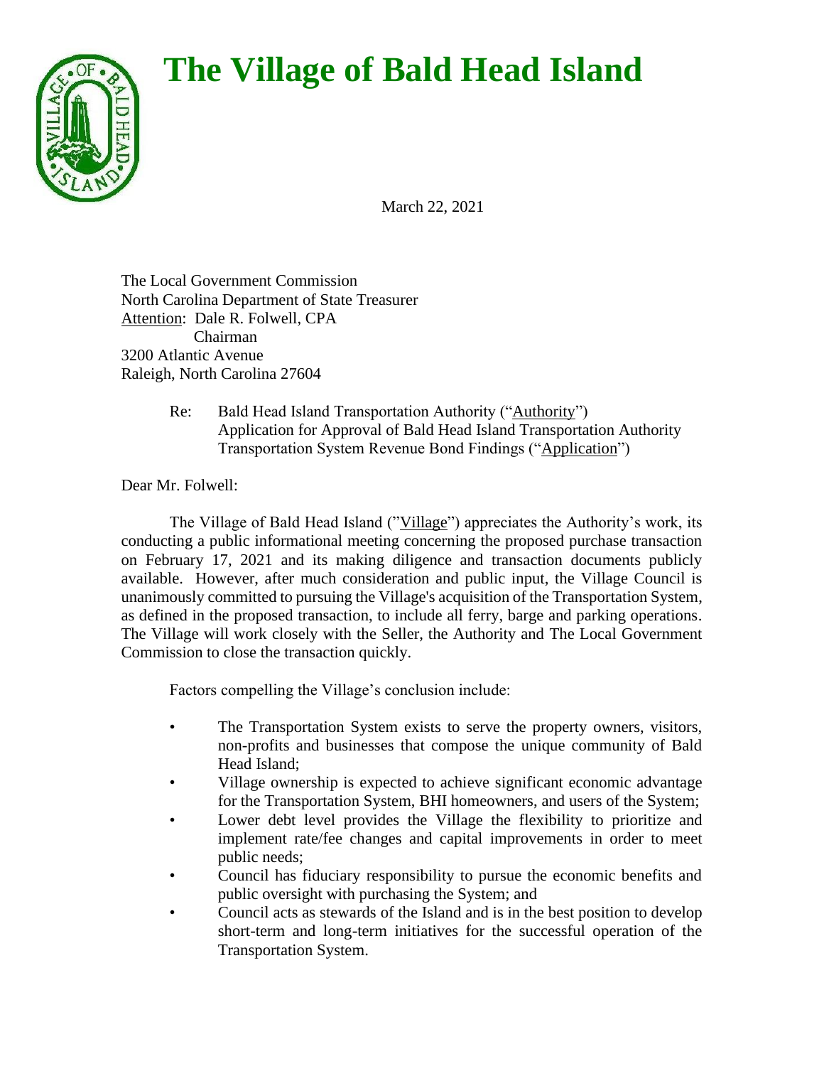# The Village of Bald Head Island

March 22, 2021

The Local Government Commission
North Carolina Department of State Treasurer
Attention: Dale R. Folwell, CPA
Chairman
3200 Atlantic Avenue
Raleigh, North Carolina 27604

Re: Bald Head Island Transportation Authority ("Authority")
Application for Approval of Bald Head Island Transportation Authority Transportation System Revenue Bond Findings ("Application")

Dear Mr. Folwell:

The Village of Bald Head Island ("Village") appreciates the Authority's work, its conducting a public informational meeting concerning the proposed purchase transaction on February 17, 2021 and its making diligence and transaction documents publicly available. However, after much consideration and public input, the Village Council is unanimously committed to pursuing the Village's acquisition of the Transportation System, as defined in the proposed transaction, to include all ferry, barge and parking operations. The Village will work closely with the Seller, the Authority and The Local Government Commission to close the transaction quickly.

Factors compelling the Village's conclusion include:

- The Transportation System exists to serve the property owners, visitors, non-profits and businesses that compose the unique community of Bald Head Island;
- Village ownership is expected to achieve significant economic advantage for the Transportation System, BHI homeowners, and users of the System;
- Lower debt level provides the Village the flexibility to prioritize and implement rate/fee changes and capital improvements in order to meet public needs;
- Council has fiduciary responsibility to pursue the economic benefits and public oversight with purchasing the System; and
- Council acts as stewards of the Island and is in the best position to develop short-term and long-term initiatives for the successful operation of the Transportation System.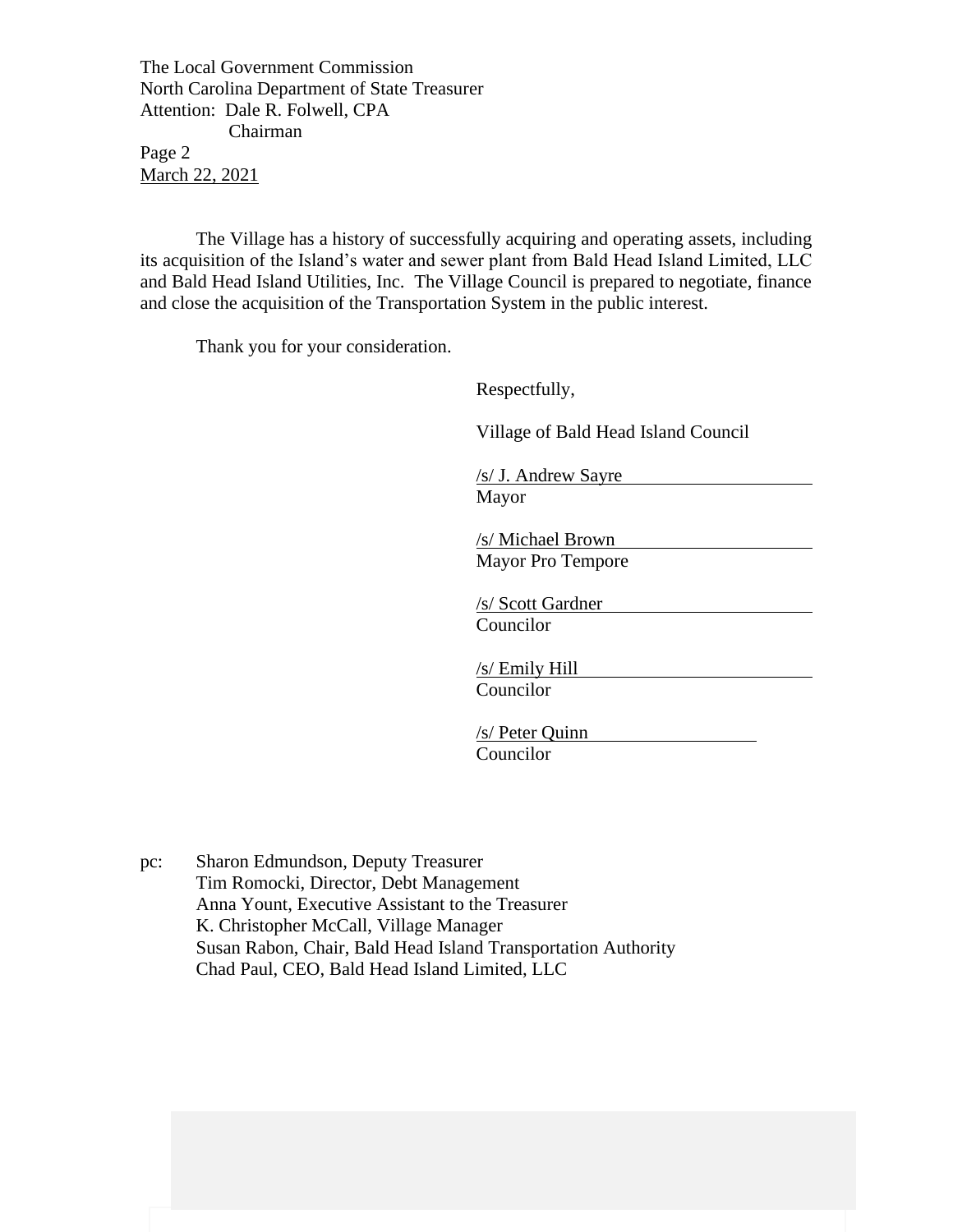The Village has a history of successfully acquiring and operating assets, including its acquisition of the Island's water and sewer plant from Bald Head Island Limited, LLC and Bald Head Island Utilities, Inc. The Village Council is prepared to negotiate, finance and close the acquisition of the Transportation System in the public interest.

Thank you for your consideration.

Respectfully,

Village of Bald Head Island Council

/s/ J. Andrew Sayre
Mayor

/s/ Michael Brown
Mayor Pro Tempore

/s/ Scott Gardner
Councilor

/s/ Emily Hill
Councilor

/s/ Peter Quinn
Councilor

pc: Sharon Edmundson, Deputy Treasurer
Tim Romocki, Director, Debt Management
Anna Yount, Executive Assistant to the Treasurer
K. Christopher McCall, Village Manager
Susan Rabon, Chair, Bald Head Island Transportation Authority
Chad Paul, CEO, Bald Head Island Limited, LLC